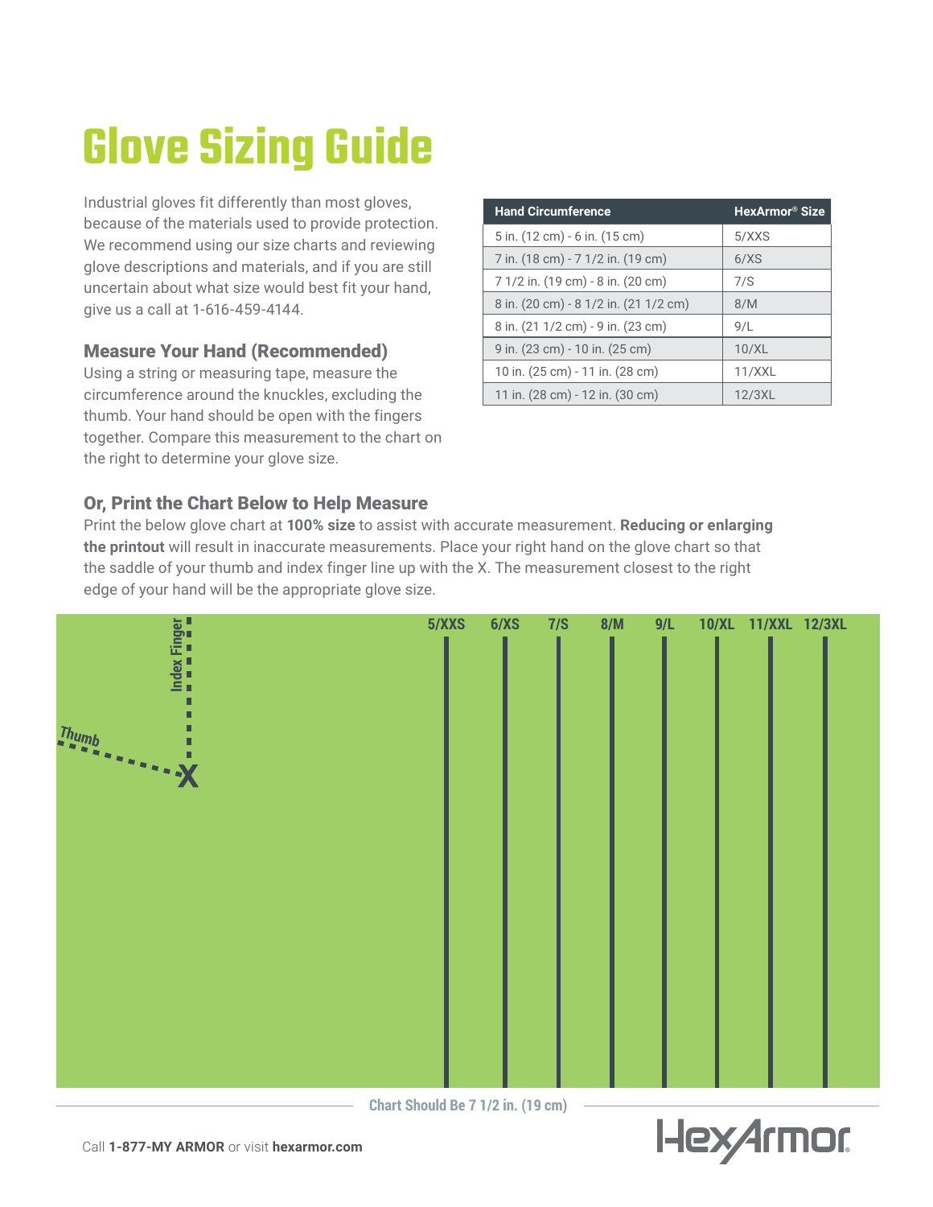# Glove Sizing Guide

Industrial gloves fit differently than most gloves, because of the materials used to provide protection. We recommend using our size charts and reviewing glove descriptions and materials, and if you are still uncertain about what size would best fit your hand, give us a call at 1-616-459-4144.

| Hand Circumference | HexArmor® Size |
|---|---|
| 5 in. (12 cm) - 6 in. (15 cm) | 5/XXS |
| 7 in. (18 cm) - 7 1/2 in. (19 cm) | 6/XS |
| 7 1/2 in. (19 cm) - 8 in. (20 cm) | 7/S |
| 8 in. (20 cm) - 8 1/2 in. (21 1/2 cm) | 8/M |
| 8 in. (21 1/2 cm) - 9 in. (23 cm) | 9/L |
| 9 in. (23 cm) - 10 in. (25 cm) | 10/XL |
| 10 in. (25 cm) - 11 in. (28 cm) | 11/XXL |
| 11 in. (28 cm) - 12 in. (30 cm) | 12/3XL |

### Measure Your Hand (Recommended)

Using a string or measuring tape, measure the circumference around the knuckles, excluding the thumb. Your hand should be open with the fingers together. Compare this measurement to the chart on the right to determine your glove size.

### Or, Print the Chart Below to Help Measure

Print the below glove chart at **100% size** to assist with accurate measurement. **Reducing or enlarging the printout** will result in inaccurate measurements. Place your right hand on the glove chart so that the saddle of your thumb and index finger line up with the X. The measurement closest to the right edge of your hand will be the appropriate glove size.

Index Finger

Thumb

X

5/XXS 6/XS 7/S 8/M 9/L 10/XL 11/XXL 12/3XL

Chart Should Be 7 1/2 in. (19 cm)

Call **1-877-MY ARMOR** or visit **hexarmor.com**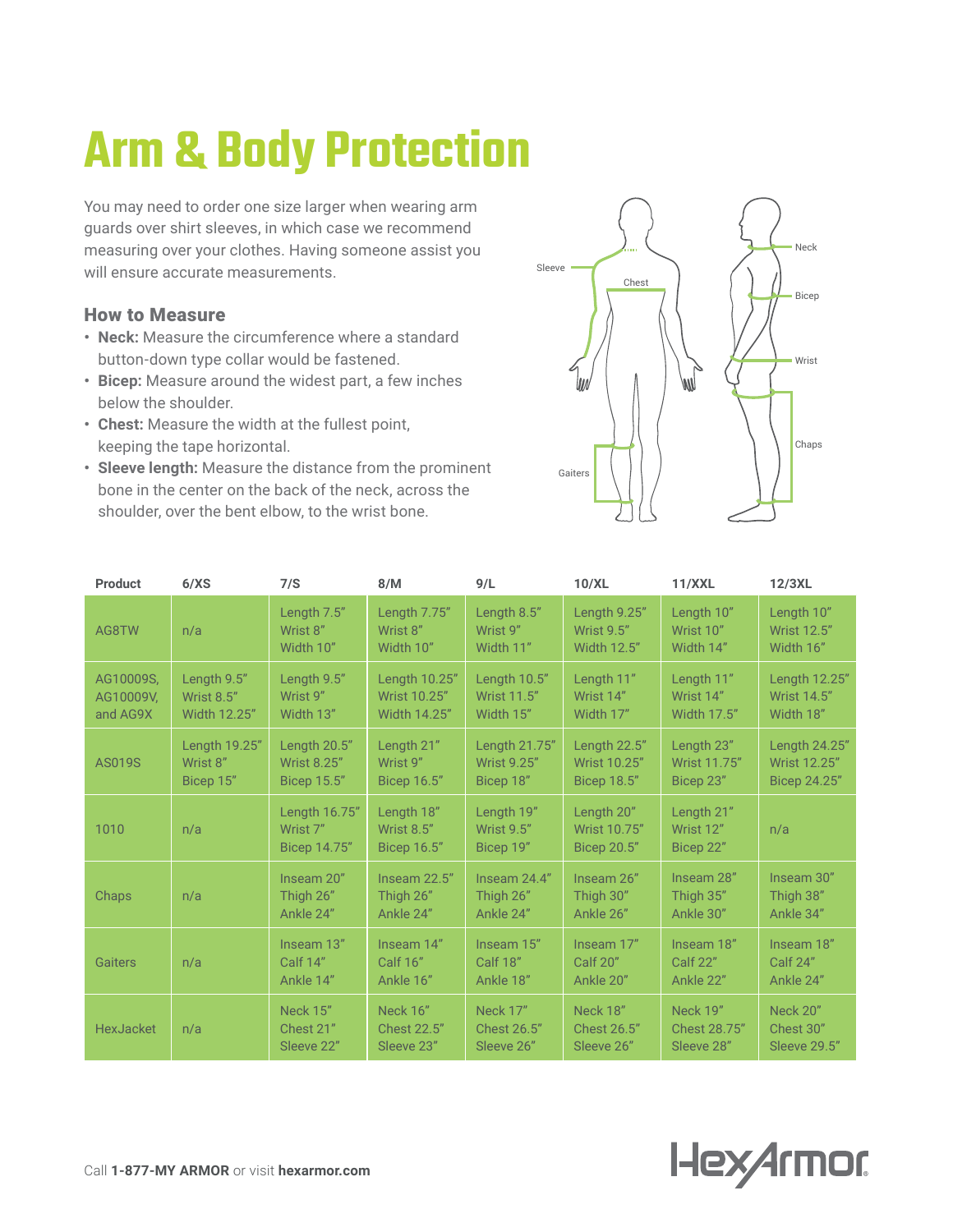# Arm & Body Protection

You may need to order one size larger when wearing arm guards over shirt sleeves, in which case we recommend measuring over your clothes. Having someone assist you will ensure accurate measurements.

## How to Measure

- **Neck:** Measure the circumference where a standard button-down type collar would be fastened.
- **Bicep:** Measure around the widest part, a few inches below the shoulder.
- **Chest:** Measure the width at the fullest point, keeping the tape horizontal.
- **Sleeve length:** Measure the distance from the prominent bone in the center on the back of the neck, across the shoulder, over the bent elbow, to the wrist bone.

Sleeve
Chest
Neck
Bicep
Wrist
Chaps
Gaiters

| Product | 6/XS | 7/S | 8/M | 9/L | 10/XL | 11/XXL | 12/3XL |
|---|---|---|---|---|---|---|---|
| AG8TW | n/a | Length 7.5" Wrist 8" Width 10" | Length 7.75" Wrist 8" Width 10" | Length 8.5" Wrist 9" Width 11" | Length 9.25" Wrist 9.5" Width 12.5" | Length 10" Wrist 10" Width 14" | Length 10" Wrist 12.5" Width 16" |
| AG10009S, AG10009V, and AG9X | Length 9.5" Wrist 8.5" Width 12.25" | Length 9.5" Wrist 9" Width 13" | Length 10.25" Wrist 10.25" Width 14.25" | Length 10.5" Wrist 11.5" Width 15" | Length 11" Wrist 14" Width 17" | Length 11" Wrist 14" Width 17.5" | Length 12.25" Wrist 14.5" Width 18" |
| AS019S | Length 19.25" Wrist 8" Bicep 15" | Length 20.5" Wrist 8.25" Bicep 15.5" | Length 21" Wrist 9" Bicep 16.5" | Length 21.75" Wrist 9.25" Bicep 18" | Length 22.5" Wrist 10.25" Bicep 18.5" | Length 23" Wrist 11.75" Bicep 23" | Length 24.25" Wrist 12.25" Bicep 24.25" |
| 1010 | n/a | Length 16.75" Wrist 7" Bicep 14.75" | Length 18" Wrist 8.5" Bicep 16.5" | Length 19" Wrist 9.5" Bicep 19" | Length 20" Wrist 10.75" Bicep 20.5" | Length 21" Wrist 12" Bicep 22" | n/a |
| Chaps | n/a | Inseam 20" Thigh 26" Ankle 24" | Inseam 22.5" Thigh 26" Ankle 24" | Inseam 24.4" Thigh 26" Ankle 24" | Inseam 26" Thigh 30" Ankle 26" | Inseam 28" Thigh 35" Ankle 30" | Inseam 30" Thigh 38" Ankle 34" |
| Gaiters | n/a | Inseam 13" Calf 14" Ankle 14" | Inseam 14" Calf 16" Ankle 16" | Inseam 15" Calf 18" Ankle 18" | Inseam 17" Calf 20" Ankle 20" | Inseam 18" Calf 22" Ankle 22" | Inseam 18" Calf 24" Ankle 24" |
| HexJacket | n/a | Neck 15" Chest 21" Sleeve 22" | Neck 16" Chest 22.5" Sleeve 23" | Neck 17" Chest 26.5" Sleeve 26" | Neck 18" Chest 26.5" Sleeve 26" | Neck 19" Chest 28.75" Sleeve 28" | Neck 20" Chest 30" Sleeve 29.5" |

Call **1-877-MY ARMOR** or visit **hexarmor.com**

HexArmor®